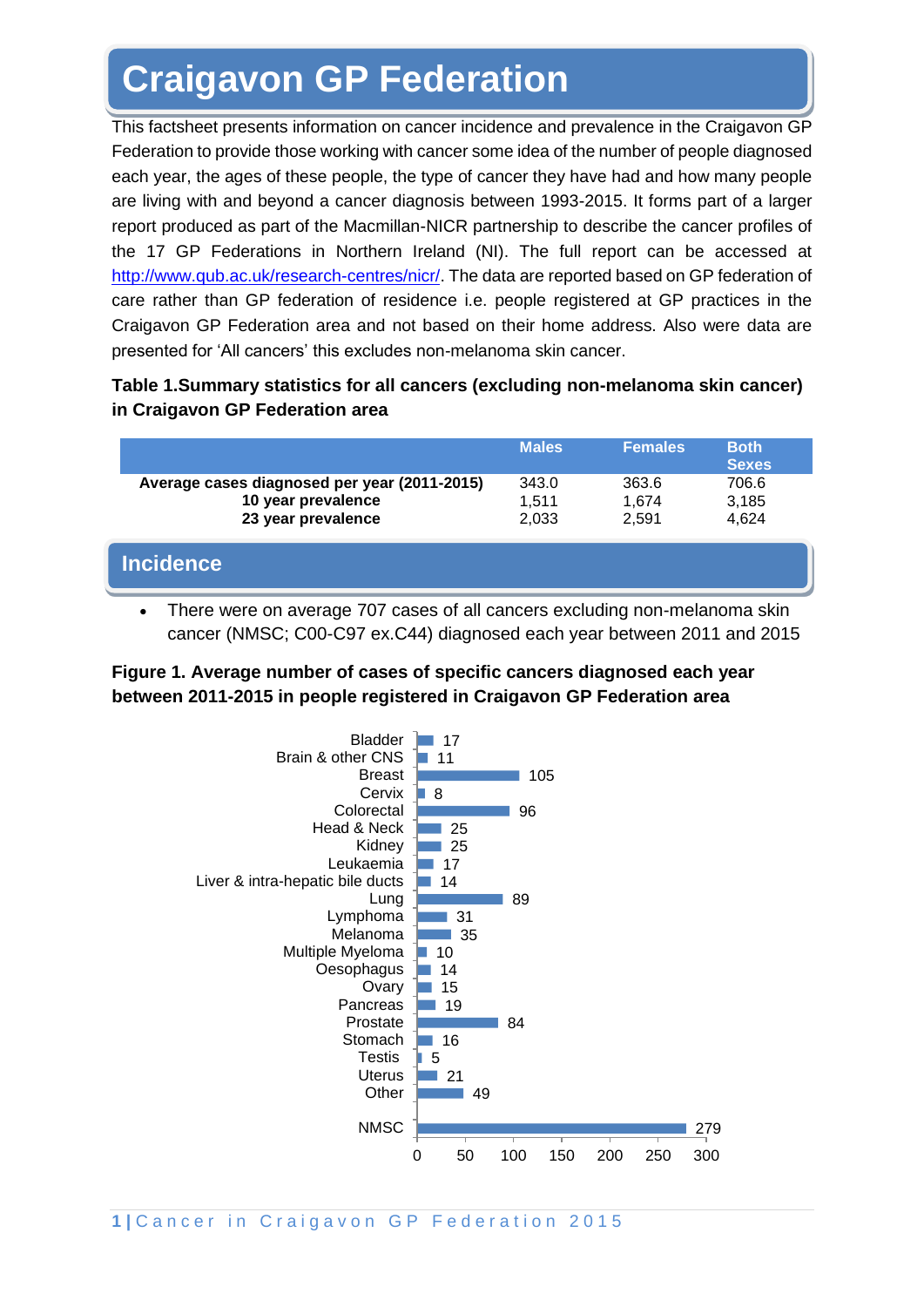# Craigavon GP Federation

This factsheet presents information on cancer incidence and prevalence in the Craigavon GP Federation to provide those working with cancer some idea of the number of people diagnosed each year, the ages of these people, the type of cancer they have had and how many people are living with and beyond a cancer diagnosis between 1993-2015. It forms part of a larger report produced as part of the Macmillan-NICR partnership to describe the cancer profiles of the 17 GP Federations in Northern Ireland (NI). The full report can be accessed at http://www.qub.ac.uk/research-centres/nicr/. The data are reported based on GP federation of care rather than GP federation of residence i.e. people registered at GP practices in the Craigavon GP Federation area and not based on their home address. Also were data are presented for 'All cancers' this excludes non-melanoma skin cancer.

**Table 1.Summary statistics for all cancers (excluding non-melanoma skin cancer) in Craigavon GP Federation area**

| | Males | Females | Both Sexes |
|---|---|---|---|
| Average cases diagnosed per year (2011-2015) | 343.0 | 363.6 | 706.6 |
| 10 year prevalence | 1,511 | 1,674 | 3,185 |
| 23 year prevalence | 2,033 | 2,591 | 4,624 |

## Incidence

- There were on average 707 cases of all cancers excluding non-melanoma skin cancer (NMSC; C00-C97 ex.C44) diagnosed each year between 2011 and 2015

**Figure 1. Average number of cases of specific cancers diagnosed each year between 2011-2015 in people registered in Craigavon GP Federation area**

| Cancer | Average cases per year |
|---|---|
| Bladder | 17 |
| Brain & other CNS | 11 |
| Breast | 105 |
| Cervix | 8 |
| Colorectal | 96 |
| Head & Neck | 25 |
| Kidney | 25 |
| Leukaemia | 17 |
| Liver & intra-hepatic bile ducts | 14 |
| Lung | 89 |
| Lymphoma | 31 |
| Melanoma | 35 |
| Multiple Myeloma | 10 |
| Oesophagus | 14 |
| Ovary | 15 |
| Pancreas | 19 |
| Prostate | 84 |
| Stomach | 16 |
| Testis | 5 |
| Uterus | 21 |
| Other | 49 |
| NMSC | 279 |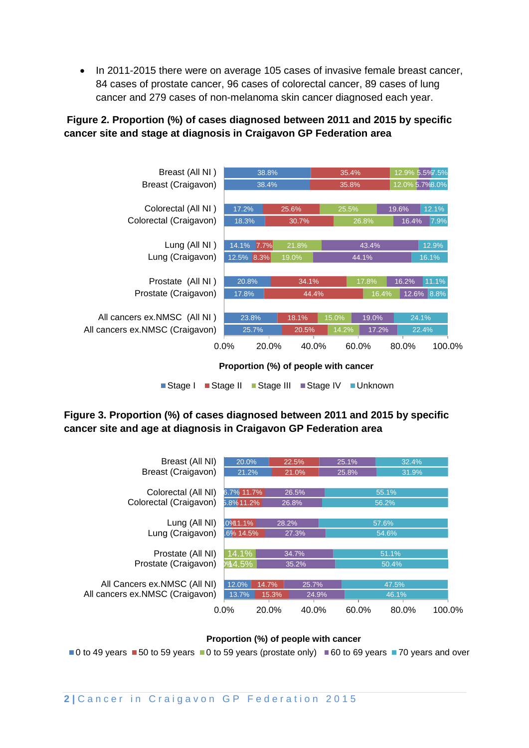- In 2011-2015 there were on average 105 cases of invasive female breast cancer, 84 cases of prostate cancer, 96 cases of colorectal cancer, 89 cases of lung cancer and 279 cases of non-melanoma skin cancer diagnosed each year.

**Figure 2. Proportion (%) of cases diagnosed between 2011 and 2015 by specific cancer site and stage at diagnosis in Craigavon GP Federation area**

| | Stage I | Stage II | Stage III | Stage IV | Unknown |
|---|---|---|---|---|---|
| Breast (All NI ) | 38.8% | 35.4% | 12.9% | 5.5% | 7.5% |
| Breast (Craigavon) | 38.4% | 35.8% | 12.0% | 5.7% | 8.0% |
| Colorectal (All NI ) | 17.2% | 25.6% | 25.5% | 19.6% | 12.1% |
| Colorectal (Craigavon) | 18.3% | 30.7% | 26.8% | 16.4% | 7.9% |
| Lung (All NI ) | 14.1% | 7.7% | 21.8% | 43.4% | 12.9% |
| Lung (Craigavon) | 12.5% | 8.3% | 19.0% | 44.1% | 16.1% |
| Prostate (All NI ) | 20.8% | 34.1% | 17.8% | 16.2% | 11.1% |
| Prostate (Craigavon) | 17.8% | 44.4% | 16.4% | 12.6% | 8.8% |
| All cancers ex.NMSC (All NI ) | 23.8% | 18.1% | 15.0% | 19.0% | 24.1% |
| All cancers ex.NMSC (Craigavon) | 25.7% | 20.5% | 14.2% | 17.2% | 22.4% |

Proportion (%) of people with cancer

**Figure 3. Proportion (%) of cases diagnosed between 2011 and 2015 by specific cancer site and age at diagnosis in Craigavon GP Federation area**

| | 0 to 49 years | 50 to 59 years | 0 to 59 years (prostate only) | 60 to 69 years | 70 years and over |
|---|---|---|---|---|---|
| Breast (All NI) | 20.0% | 22.5% | | 25.1% | 32.4% |
| Breast (Craigavon) | 21.2% | 21.0% | | 25.8% | 31.9% |
| Colorectal (All NI) | 6.7% | 11.7% | | 26.5% | 55.1% |
| Colorectal (Craigavon) | 5.8% | 11.2% | | 26.8% | 56.2% |
| Lung (All NI) | 3.0% | 11.1% | | 28.2% | 57.6% |
| Lung (Craigavon) | 3.6% | 14.5% | | 27.3% | 54.6% |
| Prostate (All NI) | | | 14.1% | 34.7% | 51.1% |
| Prostate (Craigavon) | | | 14.5% | 35.2% | 50.4% |
| All Cancers ex.NMSC (All NI) | 12.0% | 14.7% | | 25.7% | 47.5% |
| All cancers ex.NMSC (Craigavon) | 13.7% | 15.3% | | 24.9% | 46.1% |

Proportion (%) of people with cancer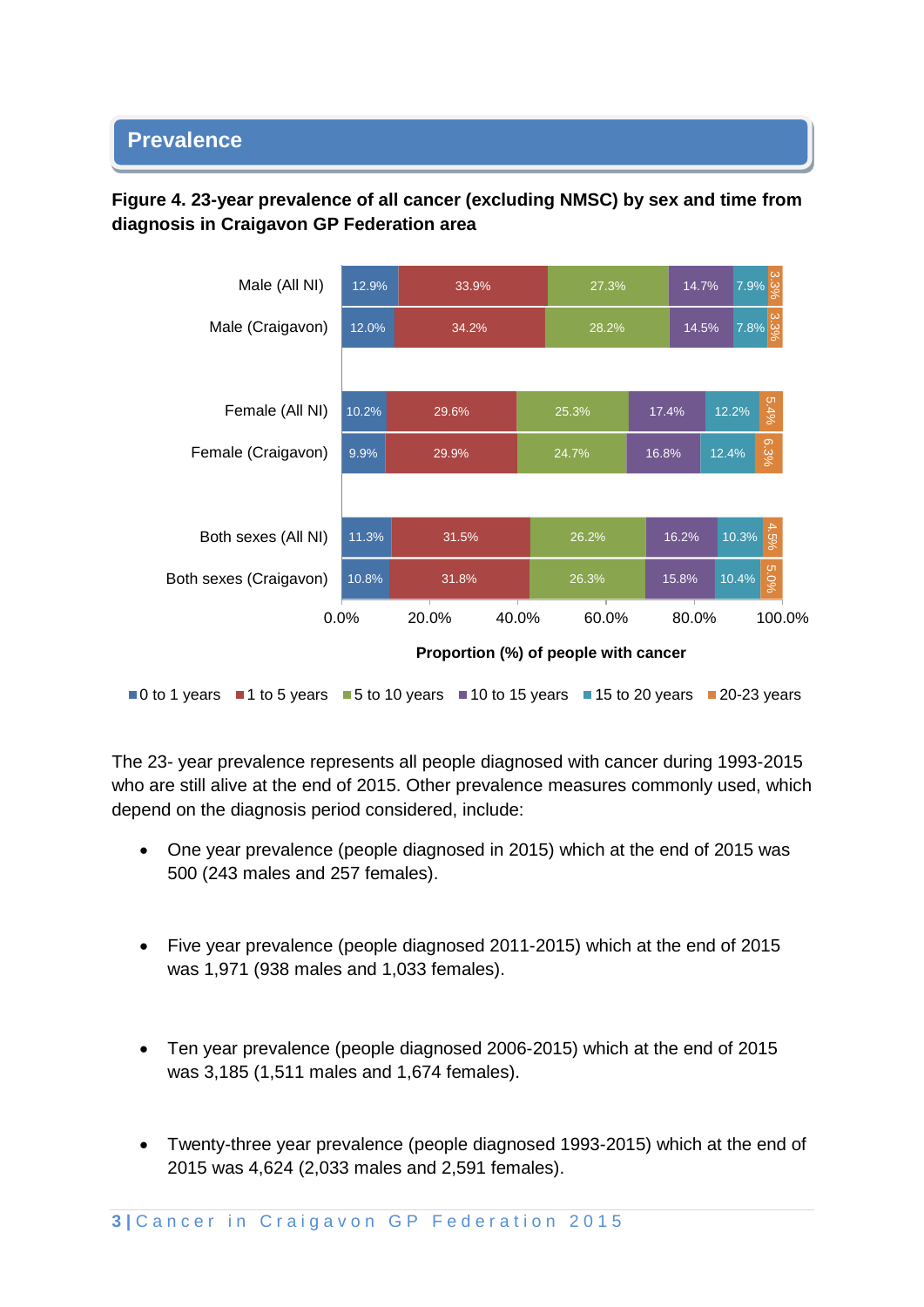## Prevalence

**Figure 4. 23-year prevalence of all cancer (excluding NMSC) by sex and time from diagnosis in Craigavon GP Federation area**

| | 0 to 1 years | 1 to 5 years | 5 to 10 years | 10 to 15 years | 15 to 20 years | 20-23 years |
|---|---|---|---|---|---|---|
| Male (All NI) | 12.9% | 33.9% | 27.3% | 14.7% | 7.9% | 3.3% |
| Male (Craigavon) | 12.0% | 34.2% | 28.2% | 14.5% | 7.8% | 3.3% |
| Female (All NI) | 10.2% | 29.6% | 25.3% | 17.4% | 12.2% | 5.4% |
| Female (Craigavon) | 9.9% | 29.9% | 24.7% | 16.8% | 12.4% | 6.3% |
| Both sexes (All NI) | 11.3% | 31.5% | 26.2% | 16.2% | 10.3% | 4.5% |
| Both sexes (Craigavon) | 10.8% | 31.8% | 26.3% | 15.8% | 10.4% | 5.0% |

Proportion (%) of people with cancer

The 23- year prevalence represents all people diagnosed with cancer during 1993-2015 who are still alive at the end of 2015. Other prevalence measures commonly used, which depend on the diagnosis period considered, include:

- One year prevalence (people diagnosed in 2015) which at the end of 2015 was 500 (243 males and 257 females).
- Five year prevalence (people diagnosed 2011-2015) which at the end of 2015 was 1,971 (938 males and 1,033 females).
- Ten year prevalence (people diagnosed 2006-2015) which at the end of 2015 was 3,185 (1,511 males and 1,674 females).
- Twenty-three year prevalence (people diagnosed 1993-2015) which at the end of 2015 was 4,624 (2,033 males and 2,591 females).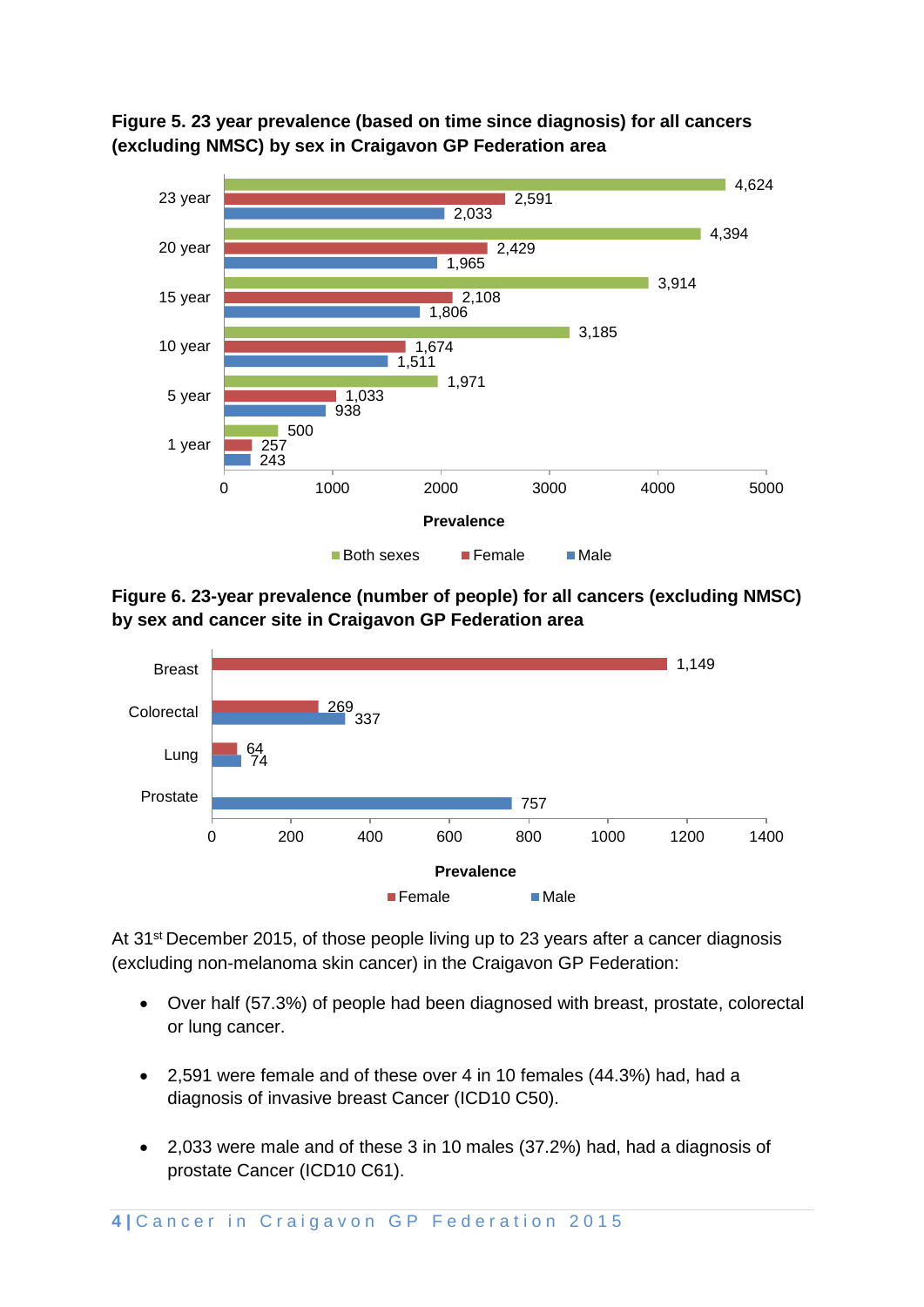**Figure 5. 23 year prevalence (based on time since diagnosis) for all cancers (excluding NMSC) by sex in Craigavon GP Federation area**

| | Both sexes | Female | Male |
|---|---|---|---|
| 23 year | 4,624 | 2,591 | 2,033 |
| 20 year | 4,394 | 2,429 | 1,965 |
| 15 year | 3,914 | 2,108 | 1,806 |
| 10 year | 3,185 | 1,674 | 1,511 |
| 5 year | 1,971 | 1,033 | 938 |
| 1 year | 500 | 257 | 243 |

**Figure 6. 23-year prevalence (number of people) for all cancers (excluding NMSC) by sex and cancer site in Craigavon GP Federation area**

| | Female | Male |
|---|---|---|
| Breast | 1,149 | |
| Colorectal | 269 | 337 |
| Lung | 64 | 74 |
| Prostate | | 757 |

At 31st December 2015, of those people living up to 23 years after a cancer diagnosis (excluding non-melanoma skin cancer) in the Craigavon GP Federation:

- Over half (57.3%) of people had been diagnosed with breast, prostate, colorectal or lung cancer.
- 2,591 were female and of these over 4 in 10 females (44.3%) had, had a diagnosis of invasive breast Cancer (ICD10 C50).
- 2,033 were male and of these 3 in 10 males (37.2%) had, had a diagnosis of prostate Cancer (ICD10 C61).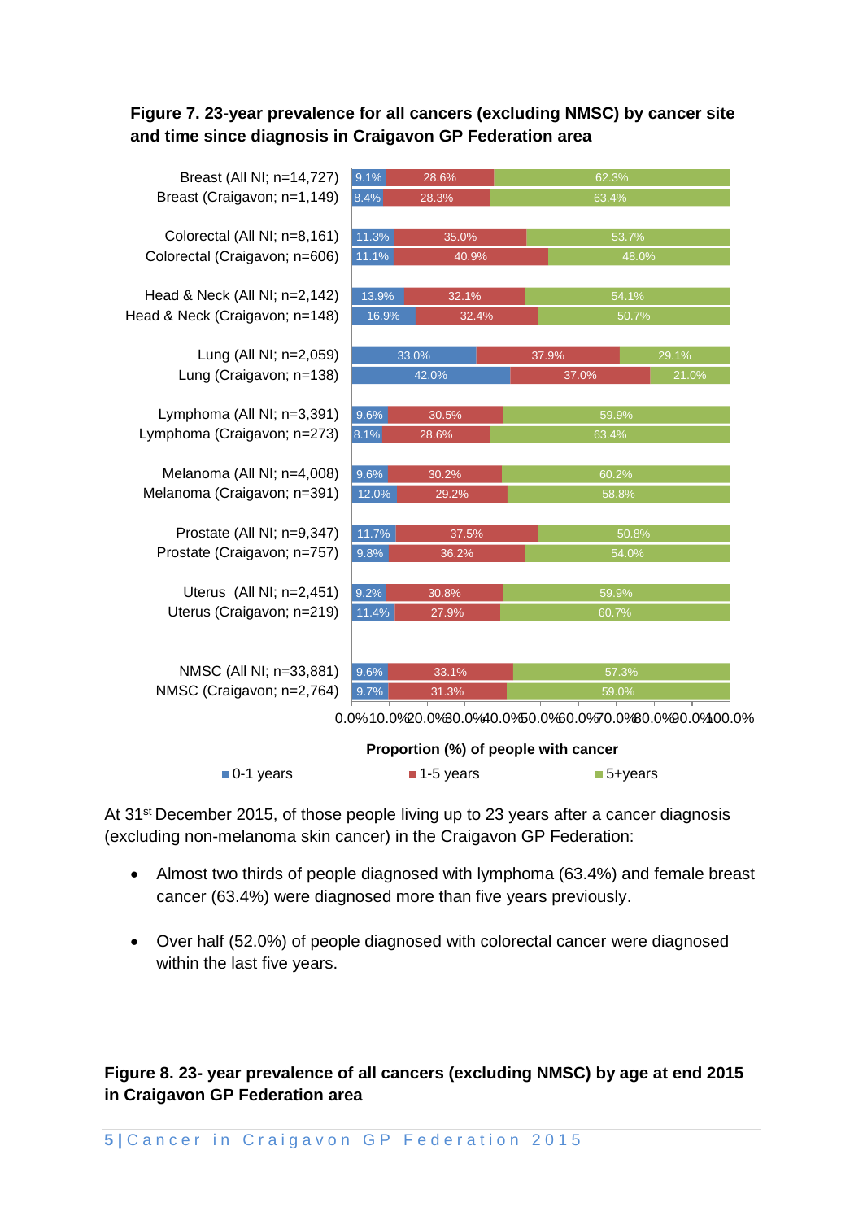**Figure 7. 23-year prevalence for all cancers (excluding NMSC) by cancer site and time since diagnosis in Craigavon GP Federation area**

| Cancer site | 0-1 years | 1-5 years | 5+years |
|---|---|---|---|
| Breast (All NI; n=14,727) | 9.1% | 28.6% | 62.3% |
| Breast (Craigavon; n=1,149) | 8.4% | 28.3% | 63.4% |
| Colorectal (All NI; n=8,161) | 11.3% | 35.0% | 53.7% |
| Colorectal (Craigavon; n=606) | 11.1% | 40.9% | 48.0% |
| Head & Neck (All NI; n=2,142) | 13.9% | 32.1% | 54.1% |
| Head & Neck (Craigavon; n=148) | 16.9% | 32.4% | 50.7% |
| Lung (All NI; n=2,059) | 33.0% | 37.9% | 29.1% |
| Lung (Craigavon; n=138) | 42.0% | 37.0% | 21.0% |
| Lymphoma (All NI; n=3,391) | 9.6% | 30.5% | 59.9% |
| Lymphoma (Craigavon; n=273) | 8.1% | 28.6% | 63.4% |
| Melanoma (All NI; n=4,008) | 9.6% | 30.2% | 60.2% |
| Melanoma (Craigavon; n=391) | 12.0% | 29.2% | 58.8% |
| Prostate (All NI; n=9,347) | 11.7% | 37.5% | 50.8% |
| Prostate (Craigavon; n=757) | 9.8% | 36.2% | 54.0% |
| Uterus (All NI; n=2,451) | 9.2% | 30.8% | 59.9% |
| Uterus (Craigavon; n=219) | 11.4% | 27.9% | 60.7% |
| NMSC (All NI; n=33,881) | 9.6% | 33.1% | 57.3% |
| NMSC (Craigavon; n=2,764) | 9.7% | 31.3% | 59.0% |

Proportion (%) of people with cancer

At 31st December 2015, of those people living up to 23 years after a cancer diagnosis (excluding non-melanoma skin cancer) in the Craigavon GP Federation:

- Almost two thirds of people diagnosed with lymphoma (63.4%) and female breast cancer (63.4%) were diagnosed more than five years previously.
- Over half (52.0%) of people diagnosed with colorectal cancer were diagnosed within the last five years.

**Figure 8. 23- year prevalence of all cancers (excluding NMSC) by age at end 2015 in Craigavon GP Federation area**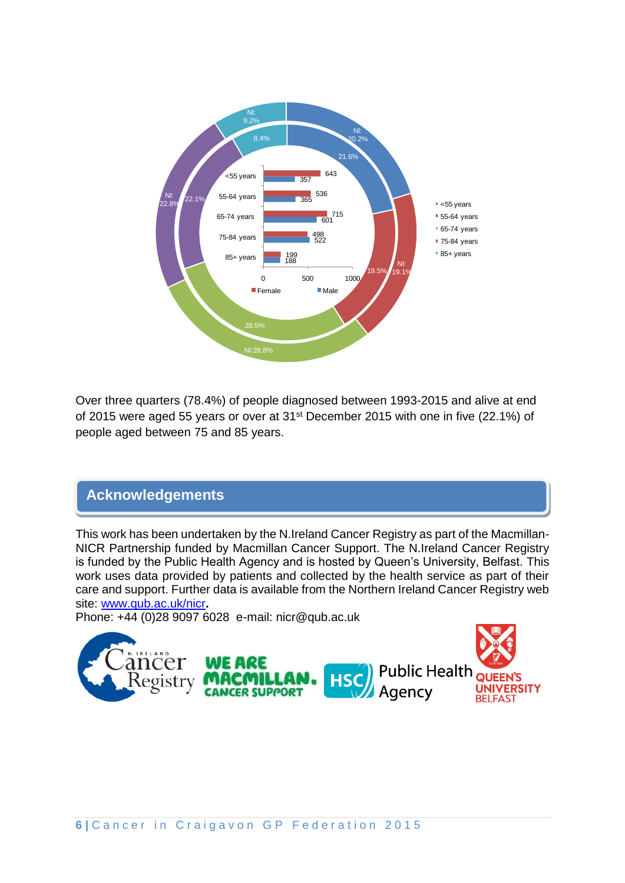NI: 9.2%
8.4%
NI: 20.2%
21.6%
NI: 22.8%
22.1%
19.5%
NI: 19.1%
28.5%
NI:28.8%

<55 years
55-64 years
65-74 years
75-84 years
85+ years

643
357
536
365
715
601
498
522
199
188

0
500
1000

Female
Male

<55 years
55-64 years
65-74 years
75-84 years
85+ years

Over three quarters (78.4%) of people diagnosed between 1993-2015 and alive at end of 2015 were aged 55 years or over at 31st December 2015 with one in five (22.1%) of people aged between 75 and 85 years.

## Acknowledgements

This work has been undertaken by the N.Ireland Cancer Registry as part of the Macmillan-NICR Partnership funded by Macmillan Cancer Support. The N.Ireland Cancer Registry is funded by the Public Health Agency and is hosted by Queen's University, Belfast. This work uses data provided by patients and collected by the health service as part of their care and support. Further data is available from the Northern Ireland Cancer Registry web site: [www.qub.ac.uk/nicr](http://www.qub.ac.uk/nicr).
Phone: +44 (0)28 9097 6028 e-mail: nicr@qub.ac.uk

N. IRELAND Cancer Registry
WE ARE MACMILLAN. CANCER SUPPORT
HSC Public Health Agency
QUEEN'S UNIVERSITY BELFAST